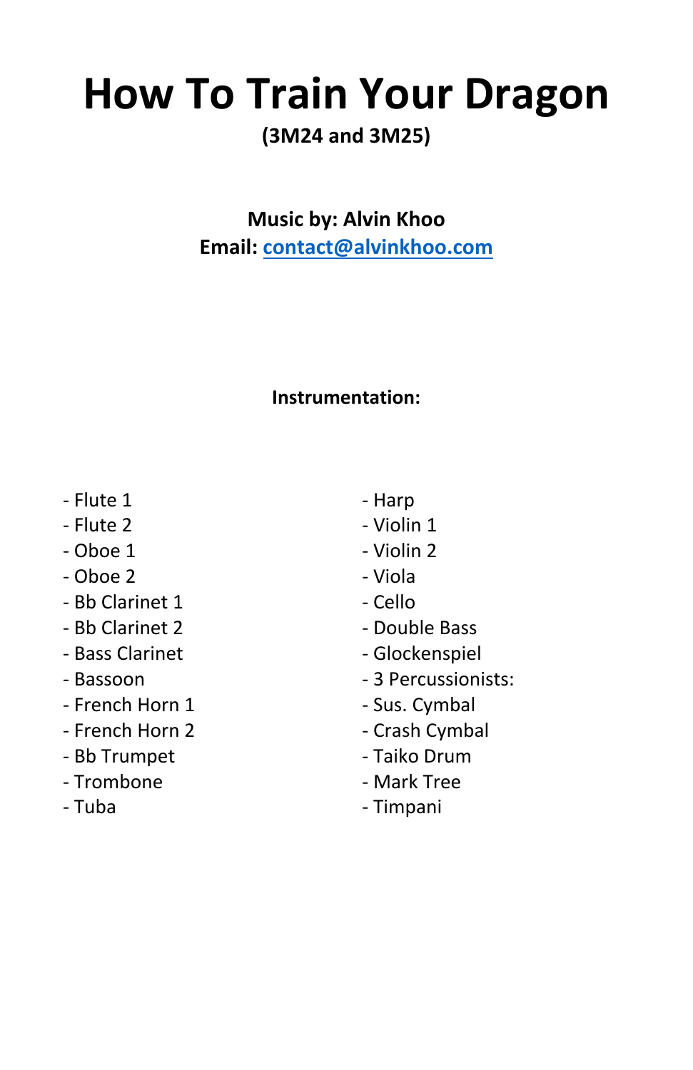# How To Train Your Dragon

**(3M24 and 3M25)**

**Music by: Alvin Khoo**
**Email: contact@alvinkhoo.com**

**Instrumentation:**

- Flute 1
- Flute 2
- Oboe 1
- Oboe 2
- Bb Clarinet 1
- Bb Clarinet 2
- Bass Clarinet
- Bassoon
- French Horn 1
- French Horn 2
- Bb Trumpet
- Trombone
- Tuba
- Harp
- Violin 1
- Violin 2
- Viola
- Cello
- Double Bass
- Glockenspiel
- 3 Percussionists:
- Sus. Cymbal
- Crash Cymbal
- Taiko Drum
- Mark Tree
- Timpani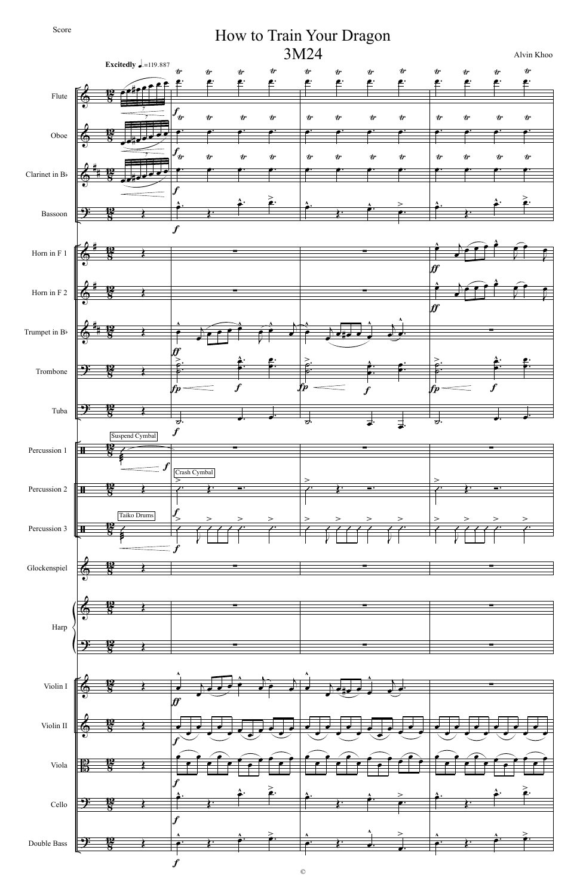Score

# How to Train Your Dragon
## 3M24

Alvin Khoo

**Excitedly** ♩.=119.887

Flute

Oboe

Clarinet in B♭

Bassoon

Horn in F 1

Horn in F 2

Trumpet in B♭

Trombone

Tuba

Percussion 1

Suspend Cymbal

Percussion 2

Crash Cymbal

Percussion 3

Taiko Drums

Glockenspiel

Harp

Violin I

Violin II

Viola

Cello

Double Bass

©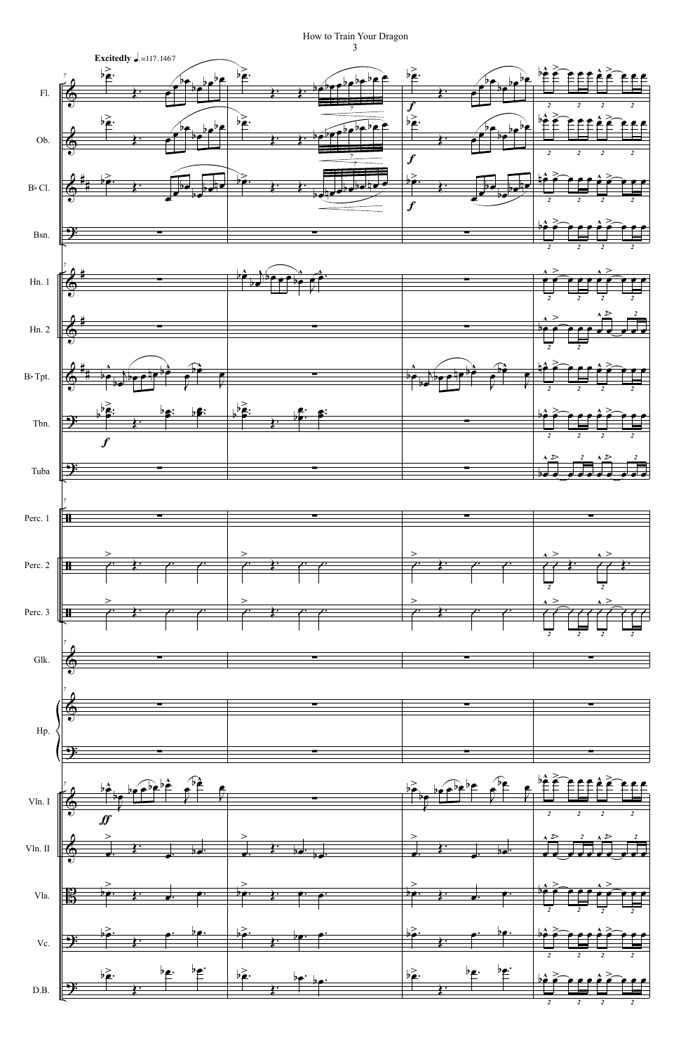Excitedly ♩.=117.1467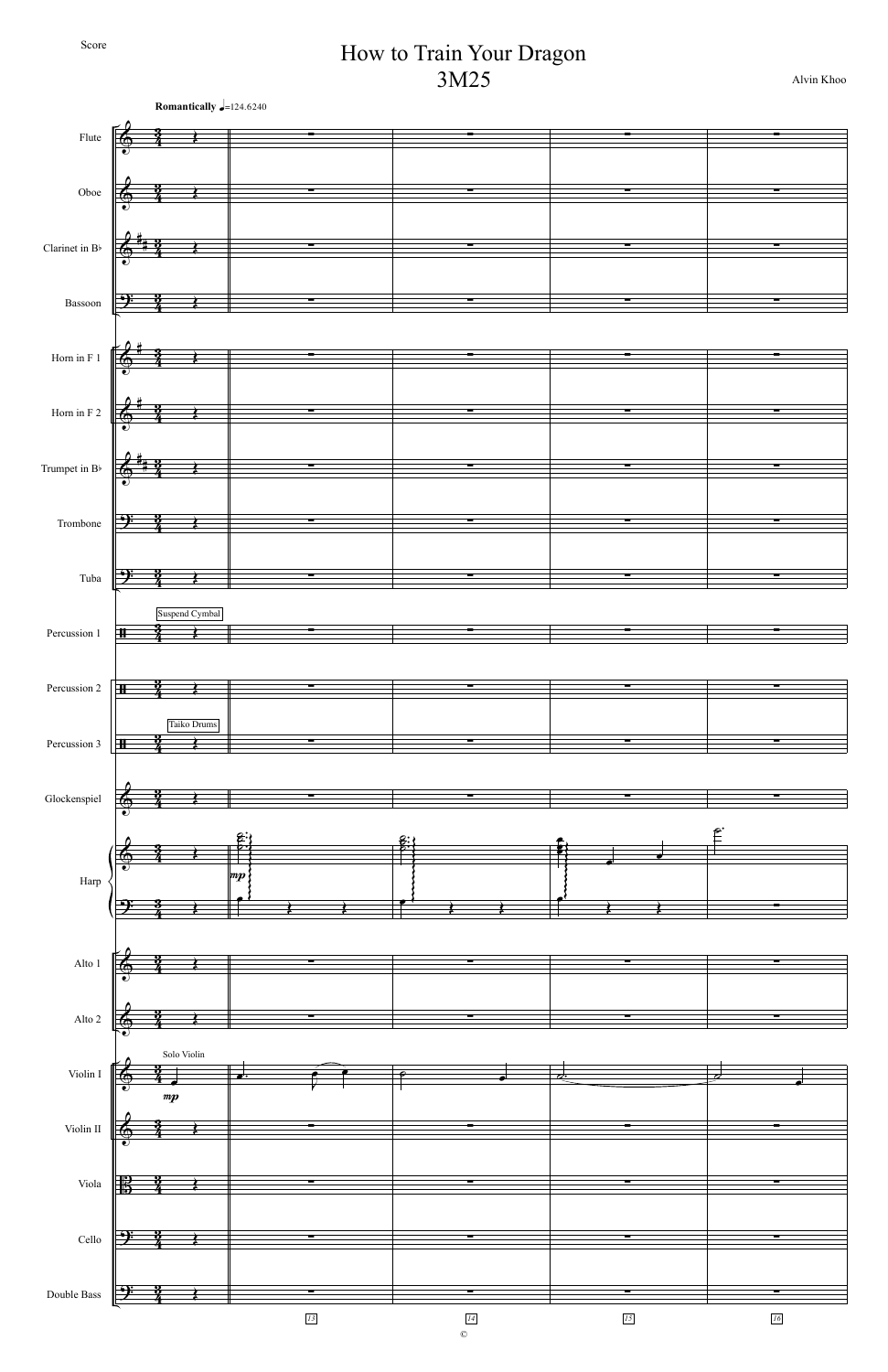Score

# How to Train Your Dragon
## 3M25

Alvin Khoo

**Romantically** ♩=124.6240

Flute

Oboe

Clarinet in B♭

Bassoon

Horn in F 1

Horn in F 2

Trumpet in B♭

Trombone

Tuba

Suspend Cymbal

Percussion 1

Percussion 2

Taiko Drums

Percussion 3

Glockenspiel

Harp

*mp*

Alto 1

Alto 2

Solo Violin

Violin I

*mp*

Violin II

Viola

Cello

Double Bass

13 14 15 16

©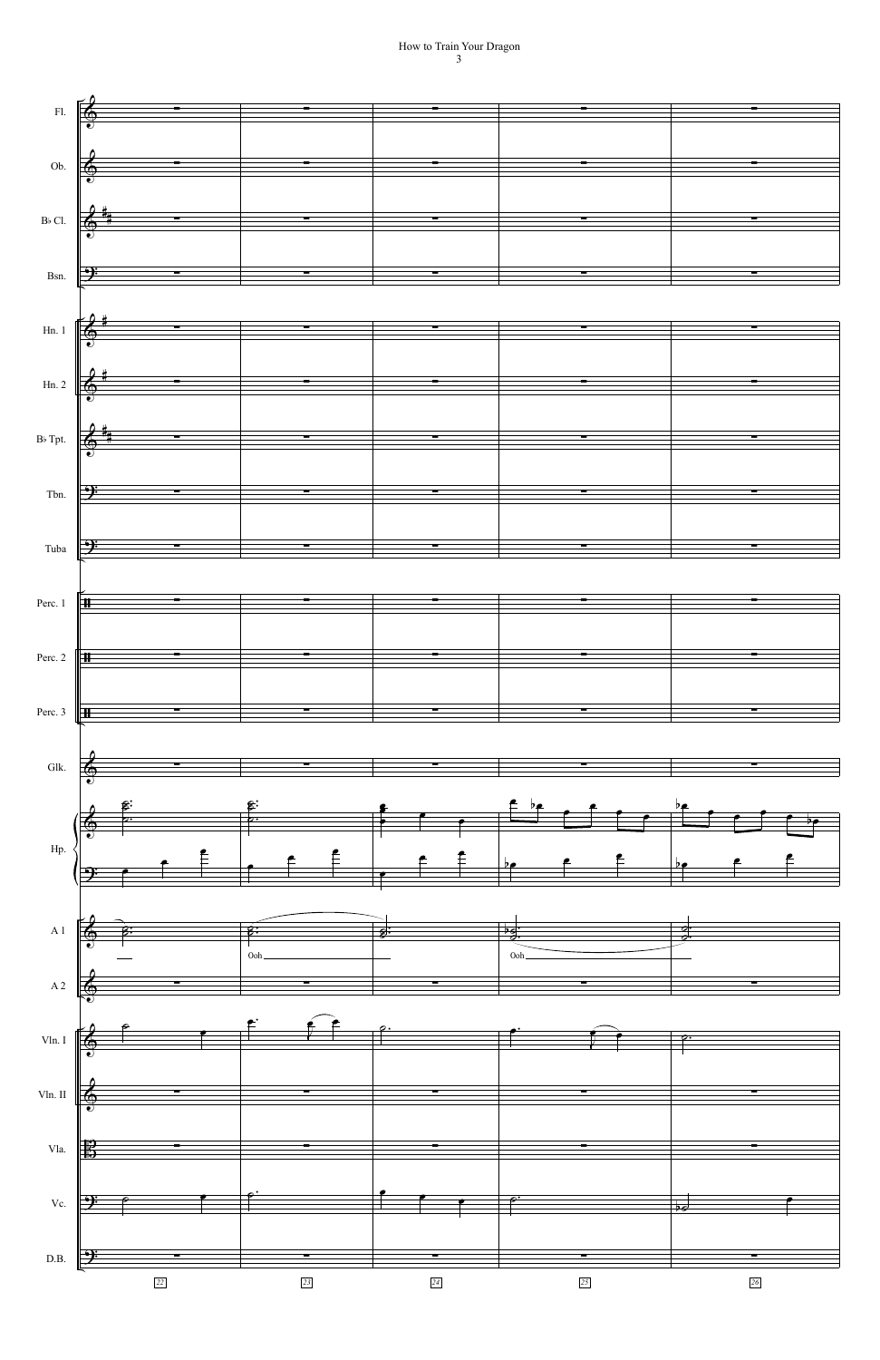Fl.

Ob.

B♭ Cl.

Bsn.

Hn. 1

Hn. 2

B♭ Tpt.

Tbn.

Tuba

Perc. 1

Perc. 2

Perc. 3

Glk.

Hp.

A 1

Ooh

Ooh

A 2

Vln. I

Vln. II

Vla.

Vc.

D.B.

22 23 24 25 26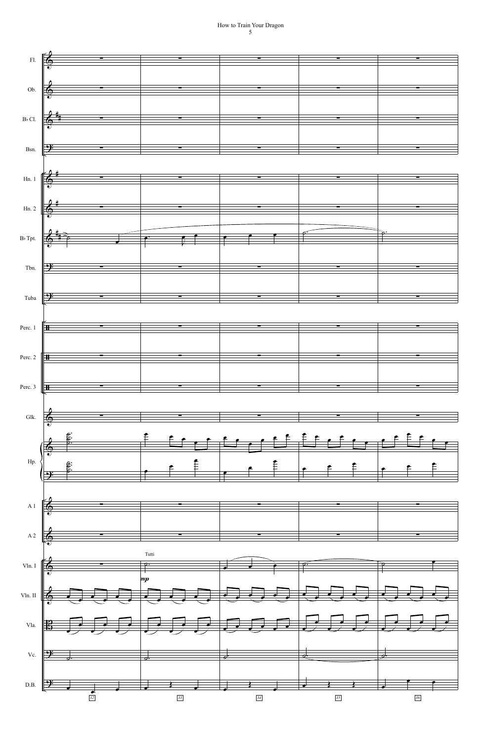Fl.

Ob.

B♭ Cl.

Bsn.

Hn. 1

Hn. 2

B♭ Tpt.

Tbn.

Tuba

Perc. 1

Perc. 2

Perc. 3

Glk.

Hp.

A 1

A 2

Vln. I

Tutti

*mp*

Vln. II

Vla.

Vc.

D.B.

32 33 34 35 36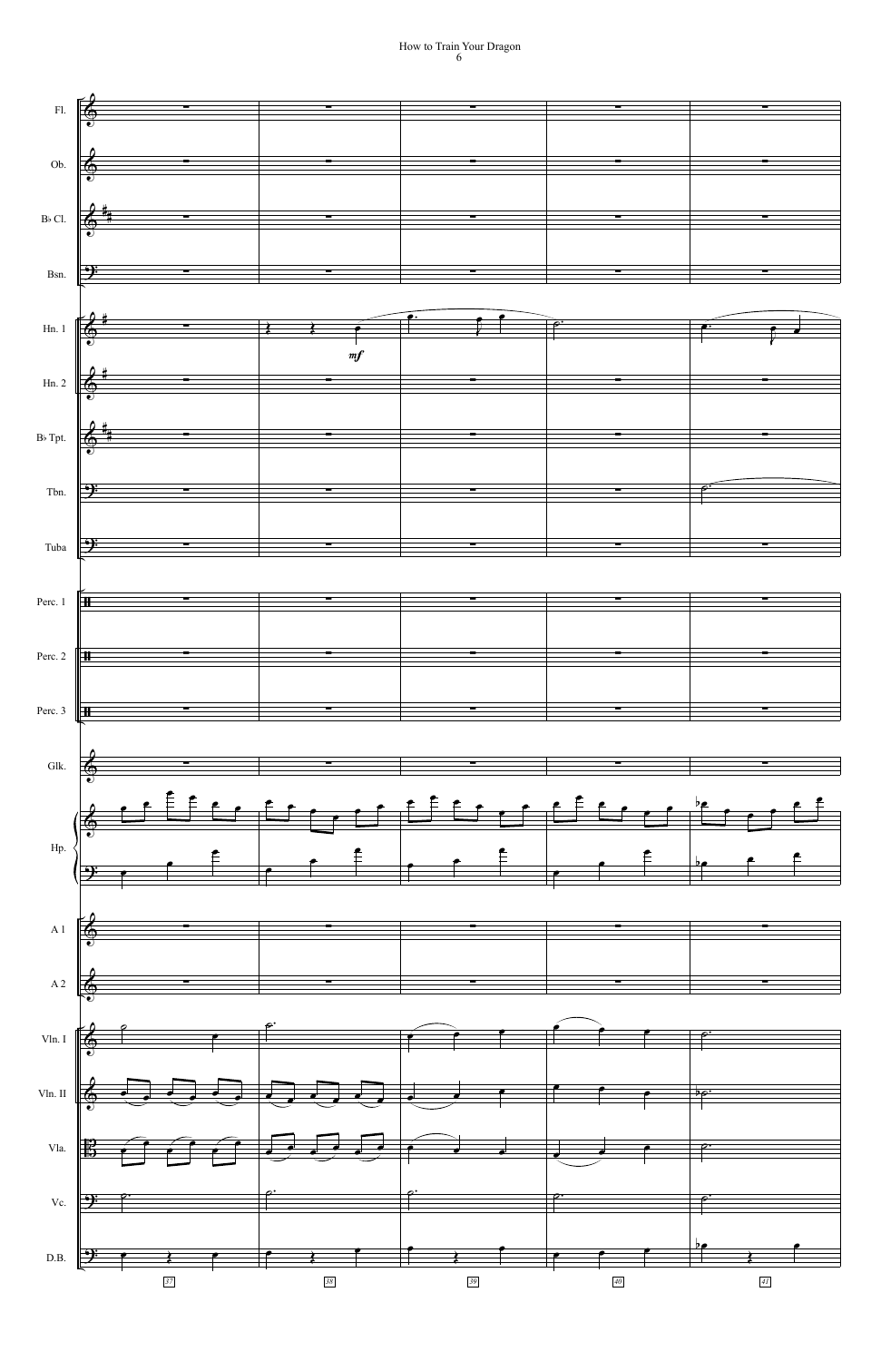Fl.

Ob.

B♭ Cl.

Bsn.

Hn. 1

*mf*

Hn. 2

B♭ Tpt.

Tbn.

Tuba

Perc. 1

Perc. 2

Perc. 3

Glk.

Hp.

A 1

A 2

Vln. I

Vln. II

Vla.

Vc.

D.B.

37

38

39

40

41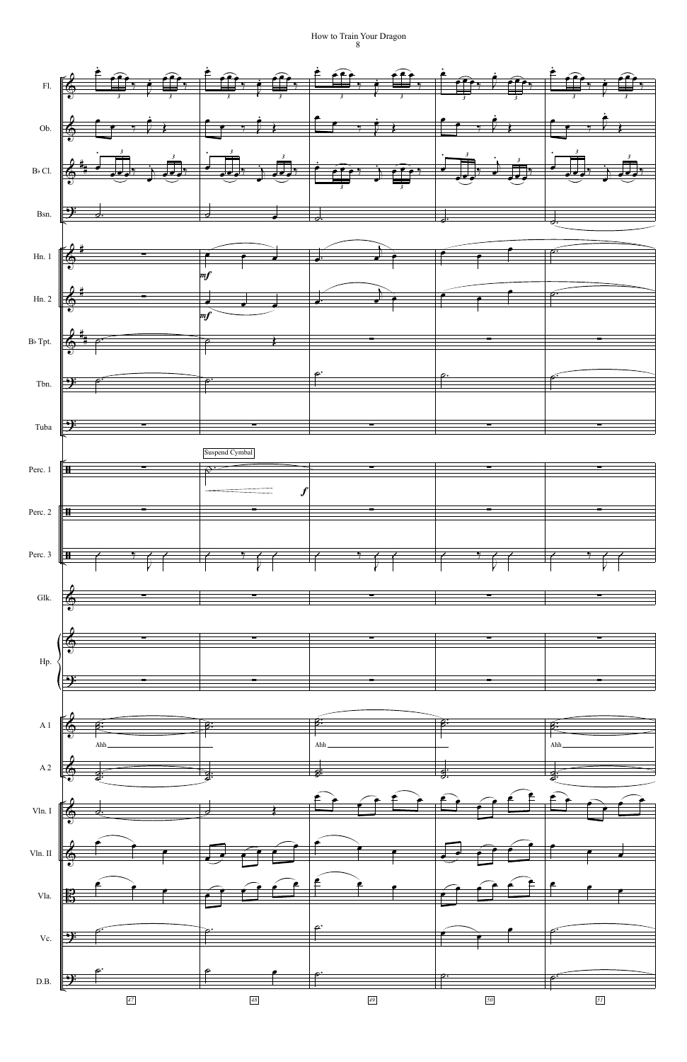How to Train Your Dragon

Fl.

Ob.

B♭ Cl.

Bsn.

Hn. 1

*mf*

Hn. 2

*mf*

B♭ Tpt.

Tbn.

Tuba

Perc. 1

Suspend Cymbal

*f*

Perc. 2

Perc. 3

Glk.

Hp.

A 1

Ahh

Ahh

Ahh

A 2

Vln. I

Vln. II

Vla.

Vc.

D.B.

47 48 49 50 51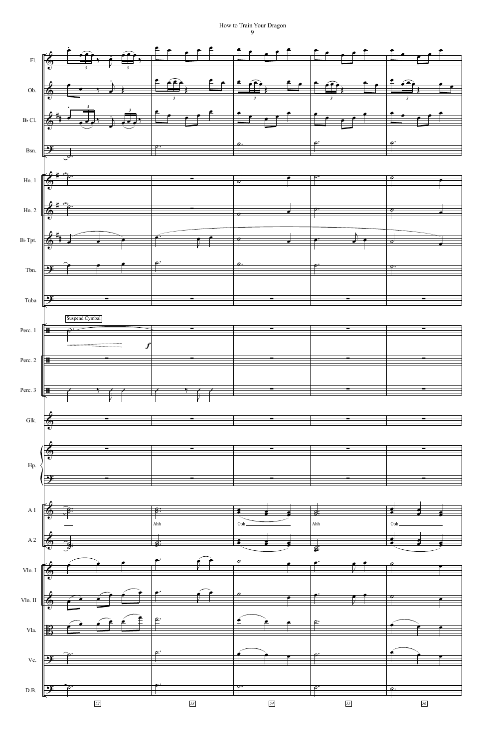Fl.

Ob.

B♭ Cl.

Bsn.

Hn. 1

Hn. 2

B♭ Tpt.

Tbn.

Tuba

Suspend Cymbal

Perc. 1

*f*

Perc. 2

Perc. 3

Glk.

Hp.

A 1

Ahh

Ooh

Ahh

Ooh

A 2

Vln. I

Vln. II

Vla.

Vc.

D.B.

52 53 54 55 56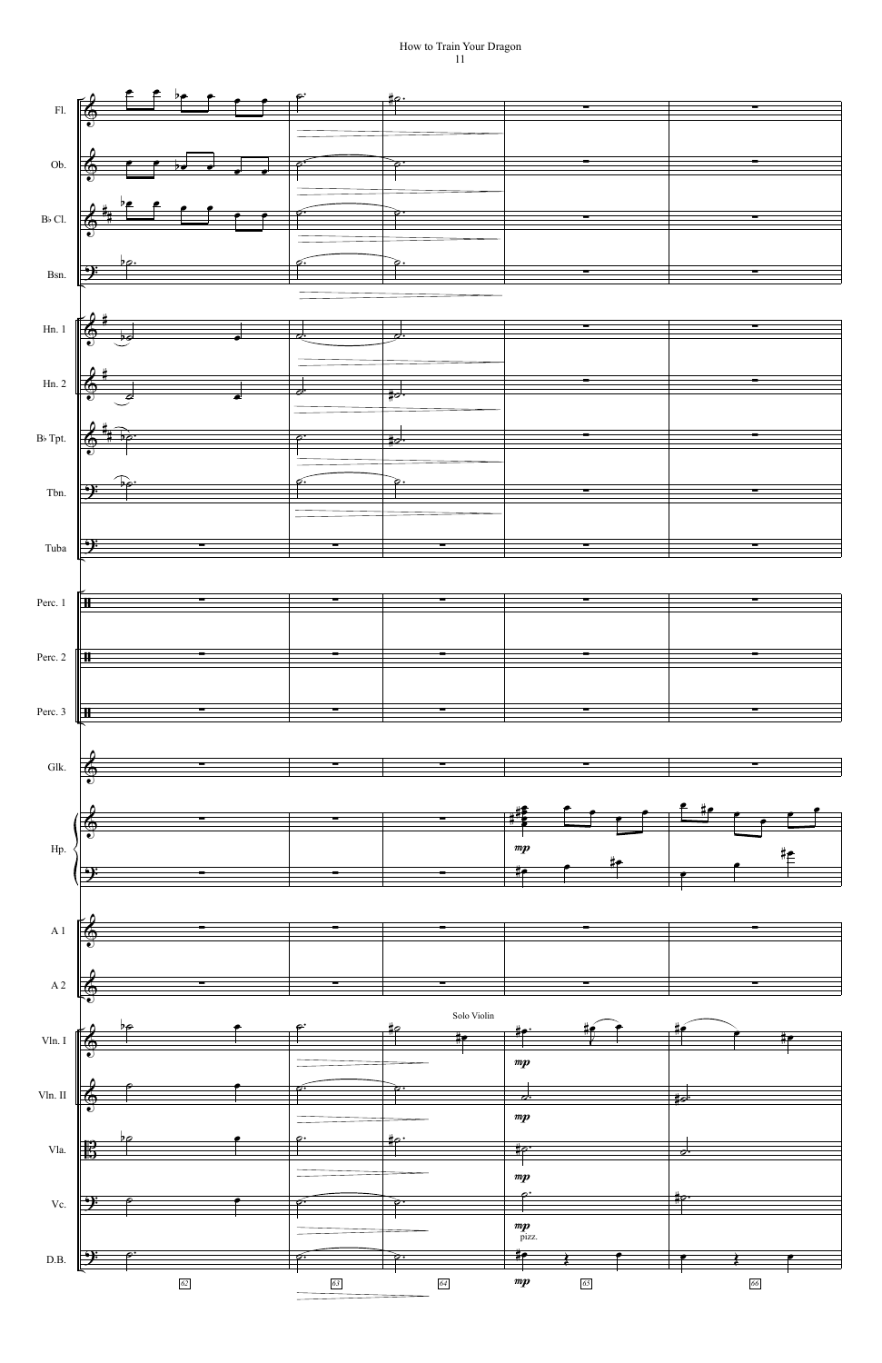Fl.

Ob.

B♭ Cl.

Bsn.

Hn. 1

Hn. 2

B♭ Tpt.

Tbn.

Tuba

Perc. 1

Perc. 2

Perc. 3

Glk.

Hp.

*mp*

A 1

A 2

Solo Violin

Vln. I

*mp*

Vln. II

*mp*

Vla.

*mp*

Vc.

*mp*

pizz.

D.B.

*mp*

62 63 64 65 66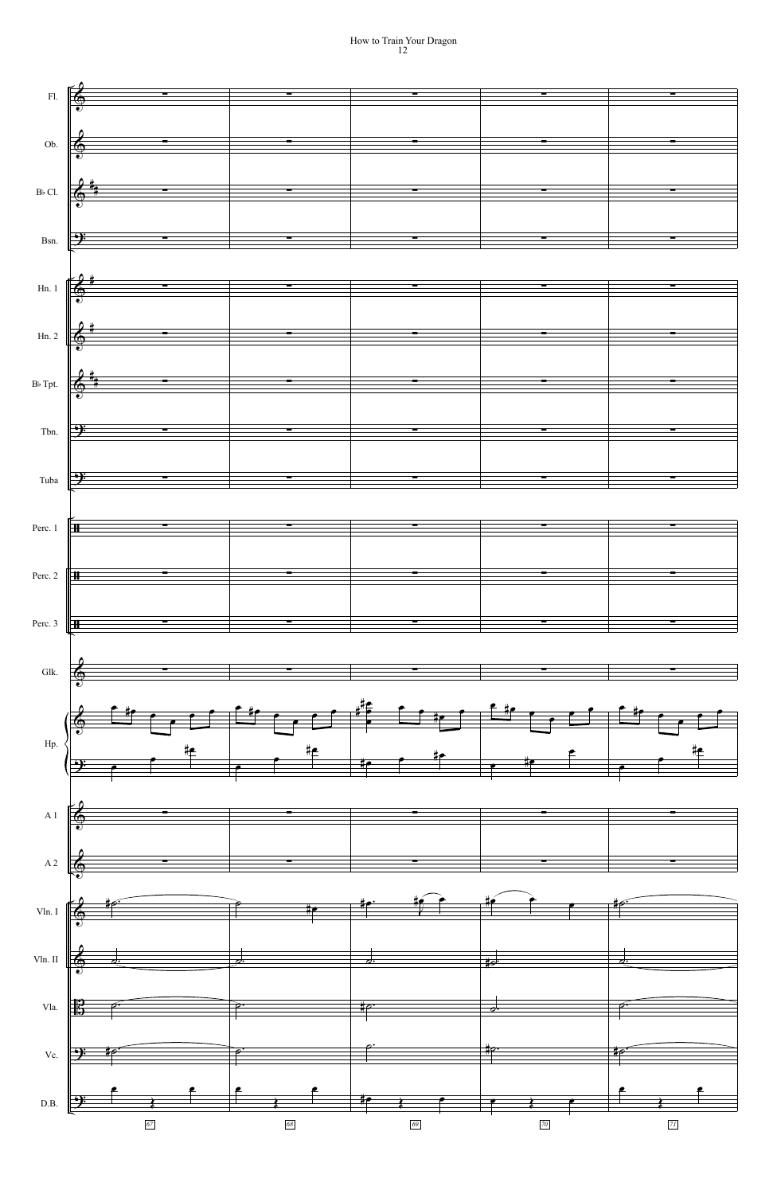Fl.

Ob.

B♭ Cl.

Bsn.

Hn. 1

Hn. 2

B♭ Tpt.

Tbn.

Tuba

Perc. 1

Perc. 2

Perc. 3

Glk.

Hp.

A 1

A 2

Vln. I

Vln. II

Vla.

Vc.

D.B.

67

68

69

70

71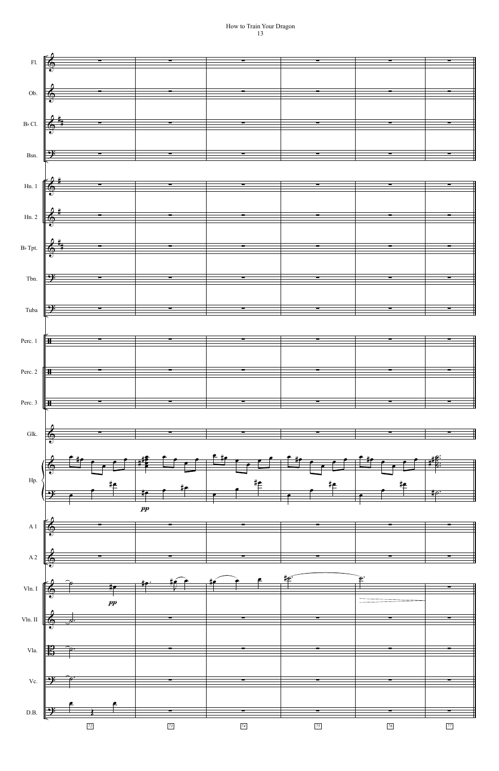How to Train Your Dragon

Fl.

Ob.

B♭ Cl.

Bsn.

Hn. 1

Hn. 2

B♭ Tpt.

Tbn.

Tuba

Perc. 1

Perc. 2

Perc. 3

Glk.

Hp.

*pp*

A 1

A 2

Vln. I

*pp*

Vln. II

Vla.

Vc.

D.B.

72 73 74 75 76 77